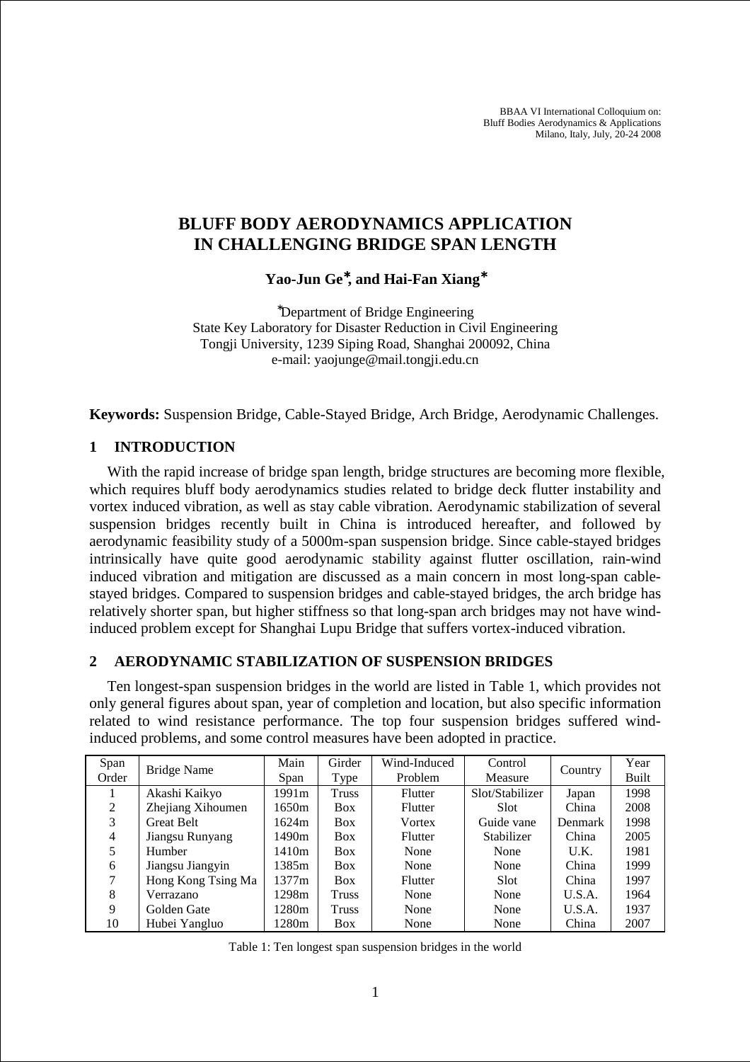# BLUFF BODY AERODYNAMICS APPLICATION IN CHALLENGING BRIDGE SPAN LENGTH

**Yao-Jun Ge*, and Hai-Fan Xiang***

*Department of Bridge Engineering
State Key Laboratory for Disaster Reduction in Civil Engineering
Tongji University, 1239 Siping Road, Shanghai 200092, China
e-mail: yaojunge@mail.tongji.edu.cn

**Keywords:** Suspension Bridge, Cable-Stayed Bridge, Arch Bridge, Aerodynamic Challenges.

## 1 INTRODUCTION

With the rapid increase of bridge span length, bridge structures are becoming more flexible, which requires bluff body aerodynamics studies related to bridge deck flutter instability and vortex induced vibration, as well as stay cable vibration. Aerodynamic stabilization of several suspension bridges recently built in China is introduced hereafter, and followed by aerodynamic feasibility study of a 5000m-span suspension bridge. Since cable-stayed bridges intrinsically have quite good aerodynamic stability against flutter oscillation, rain-wind induced vibration and mitigation are discussed as a main concern in most long-span cable-stayed bridges. Compared to suspension bridges and cable-stayed bridges, the arch bridge has relatively shorter span, but higher stiffness so that long-span arch bridges may not have wind-induced problem except for Shanghai Lupu Bridge that suffers vortex-induced vibration.

## 2 AERODYNAMIC STABILIZATION OF SUSPENSION BRIDGES

Ten longest-span suspension bridges in the world are listed in Table 1, which provides not only general figures about span, year of completion and location, but also specific information related to wind resistance performance. The top four suspension bridges suffered wind-induced problems, and some control measures have been adopted in practice.

| Span Order | Bridge Name | Main Span | Girder Type | Wind-Induced Problem | Control Measure | Country | Year Built |
|---|---|---|---|---|---|---|---|
| 1 | Akashi Kaikyo | 1991m | Truss | Flutter | Slot/Stabilizer | Japan | 1998 |
| 2 | Zhejiang Xihoumen | 1650m | Box | Flutter | Slot | China | 2008 |
| 3 | Great Belt | 1624m | Box | Vortex | Guide vane | Denmark | 1998 |
| 4 | Jiangsu Runyang | 1490m | Box | Flutter | Stabilizer | China | 2005 |
| 5 | Humber | 1410m | Box | None | None | U.K. | 1981 |
| 6 | Jiangsu Jiangyin | 1385m | Box | None | None | China | 1999 |
| 7 | Hong Kong Tsing Ma | 1377m | Box | Flutter | Slot | China | 1997 |
| 8 | Verrazano | 1298m | Truss | None | None | U.S.A. | 1964 |
| 9 | Golden Gate | 1280m | Truss | None | None | U.S.A. | 1937 |
| 10 | Hubei Yangluo | 1280m | Box | None | None | China | 2007 |

Table 1: Ten longest span suspension bridges in the world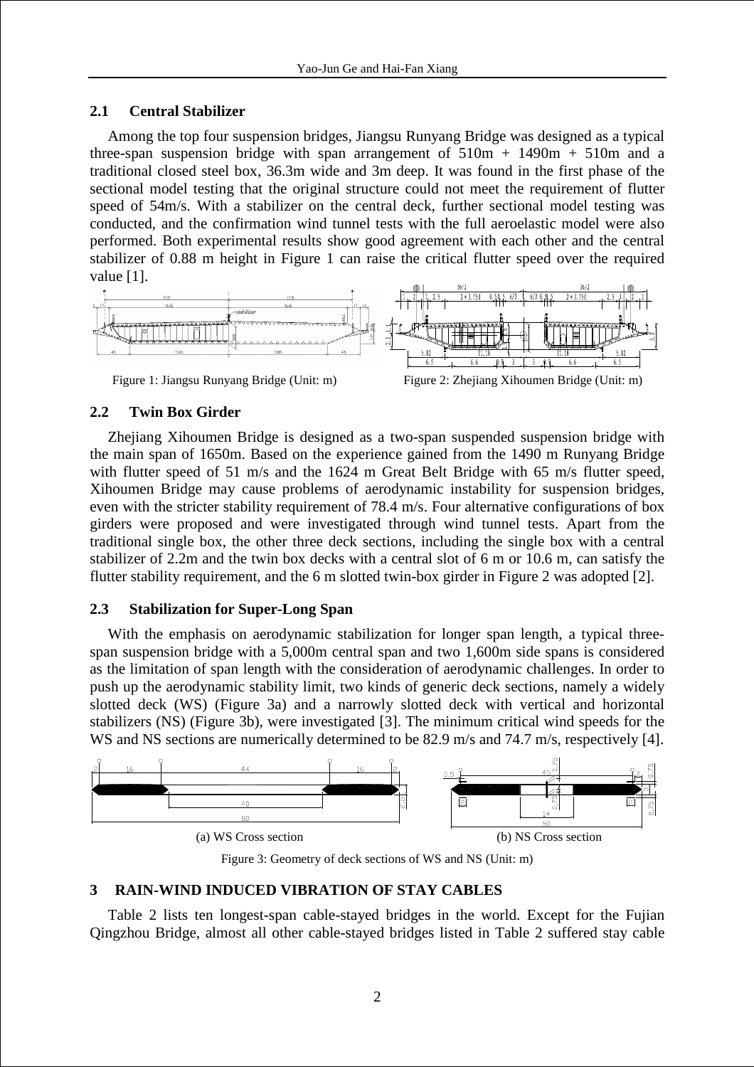## 2.1 Central Stabilizer

Among the top four suspension bridges, Jiangsu Runyang Bridge was designed as a typical three-span suspension bridge with span arrangement of 510m + 1490m + 510m and a traditional closed steel box, 36.3m wide and 3m deep. It was found in the first phase of the sectional model testing that the original structure could not meet the requirement of flutter speed of 54m/s. With a stabilizer on the central deck, further sectional model testing was conducted, and the confirmation wind tunnel tests with the full aeroelastic model were also performed. Both experimental results show good agreement with each other and the central stabilizer of 0.88 m height in Figure 1 can raise the critical flutter speed over the required value [1].

Figure 1: Jiangsu Runyang Bridge (Unit: m)

Figure 2: Zhejiang Xihoumen Bridge (Unit: m)

## 2.2 Twin Box Girder

Zhejiang Xihoumen Bridge is designed as a two-span suspended suspension bridge with the main span of 1650m. Based on the experience gained from the 1490 m Runyang Bridge with flutter speed of 51 m/s and the 1624 m Great Belt Bridge with 65 m/s flutter speed, Xihoumen Bridge may cause problems of aerodynamic instability for suspension bridges, even with the stricter stability requirement of 78.4 m/s. Four alternative configurations of box girders were proposed and were investigated through wind tunnel tests. Apart from the traditional single box, the other three deck sections, including the single box with a central stabilizer of 2.2m and the twin box decks with a central slot of 6 m or 10.6 m, can satisfy the flutter stability requirement, and the 6 m slotted twin-box girder in Figure 2 was adopted [2].

## 2.3 Stabilization for Super-Long Span

With the emphasis on aerodynamic stabilization for longer span length, a typical three-span suspension bridge with a 5,000m central span and two 1,600m side spans is considered as the limitation of span length with the consideration of aerodynamic challenges. In order to push up the aerodynamic stability limit, two kinds of generic deck sections, namely a widely slotted deck (WS) (Figure 3a) and a narrowly slotted deck with vertical and horizontal stabilizers (NS) (Figure 3b), were investigated [3]. The minimum critical wind speeds for the WS and NS sections are numerically determined to be 82.9 m/s and 74.7 m/s, respectively [4].

(a) WS Cross section (b) NS Cross section

Figure 3: Geometry of deck sections of WS and NS (Unit: m)

# 3 RAIN-WIND INDUCED VIBRATION OF STAY CABLES

Table 2 lists ten longest-span cable-stayed bridges in the world. Except for the Fujian Qingzhou Bridge, almost all other cable-stayed bridges listed in Table 2 suffered stay cable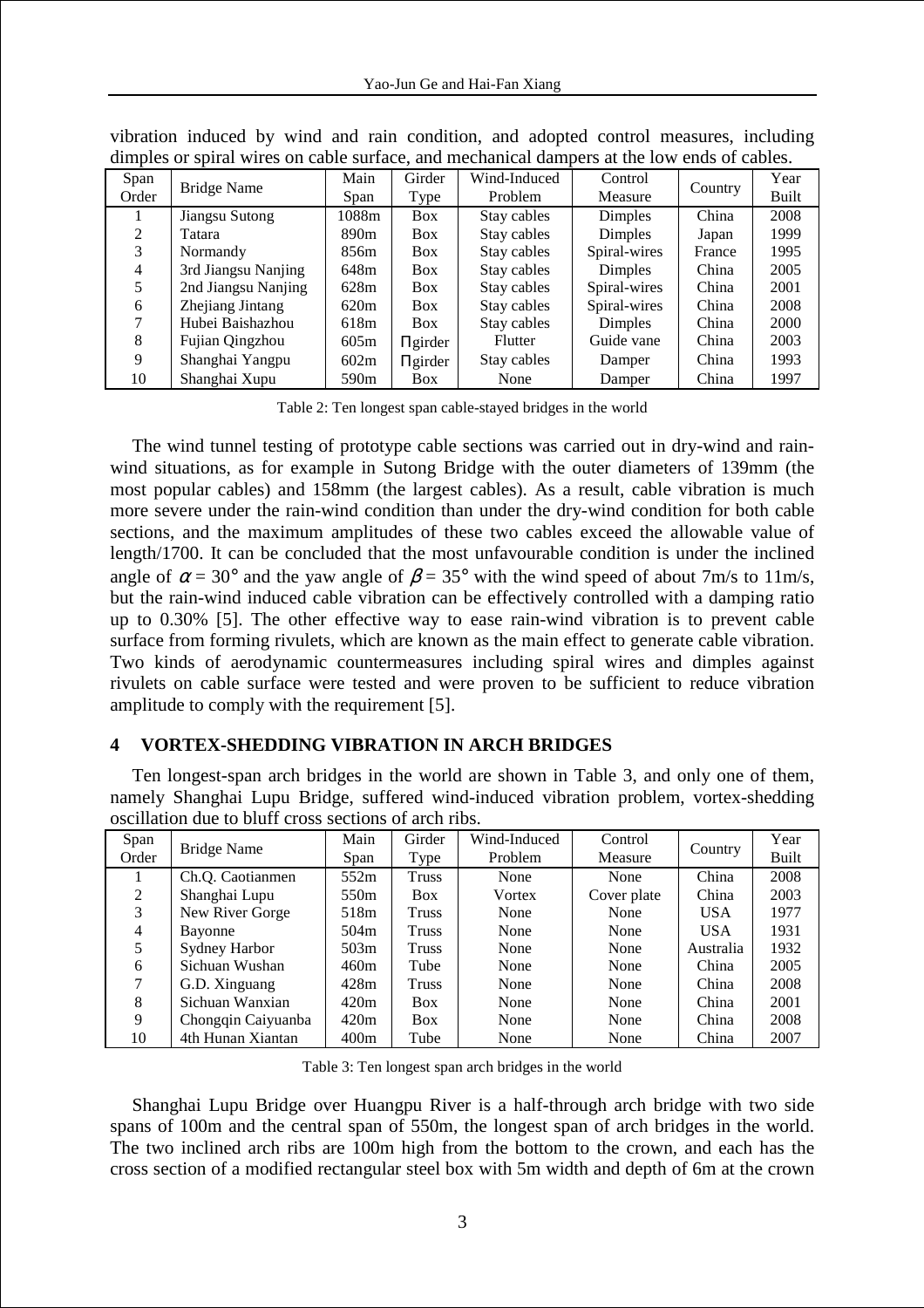vibration induced by wind and rain condition, and adopted control measures, including dimples or spiral wires on cable surface, and mechanical dampers at the low ends of cables.

| Span Order | Bridge Name | Main Span | Girder Type | Wind-Induced Problem | Control Measure | Country | Year Built |
|---|---|---|---|---|---|---|---|
| 1 | Jiangsu Sutong | 1088m | Box | Stay cables | Dimples | China | 2008 |
| 2 | Tatara | 890m | Box | Stay cables | Dimples | Japan | 1999 |
| 3 | Normandy | 856m | Box | Stay cables | Spiral-wires | France | 1995 |
| 4 | 3rd Jiangsu Nanjing | 648m | Box | Stay cables | Dimples | China | 2005 |
| 5 | 2nd Jiangsu Nanjing | 628m | Box | Stay cables | Spiral-wires | China | 2001 |
| 6 | Zhejiang Jintang | 620m | Box | Stay cables | Spiral-wires | China | 2008 |
| 7 | Hubei Baishazhou | 618m | Box | Stay cables | Dimples | China | 2000 |
| 8 | Fujian Qingzhou | 605m | Πgirder | Flutter | Guide vane | China | 2003 |
| 9 | Shanghai Yangpu | 602m | Πgirder | Stay cables | Damper | China | 1993 |
| 10 | Shanghai Xupu | 590m | Box | None | Damper | China | 1997 |

Table 2: Ten longest span cable-stayed bridges in the world

The wind tunnel testing of prototype cable sections was carried out in dry-wind and rain-wind situations, as for example in Sutong Bridge with the outer diameters of 139mm (the most popular cables) and 158mm (the largest cables). As a result, cable vibration is much more severe under the rain-wind condition than under the dry-wind condition for both cable sections, and the maximum amplitudes of these two cables exceed the allowable value of length/1700. It can be concluded that the most unfavourable condition is under the inclined angle of $\alpha = 30°$ and the yaw angle of $\beta = 35°$ with the wind speed of about 7m/s to 11m/s, but the rain-wind induced cable vibration can be effectively controlled with a damping ratio up to 0.30% [5]. The other effective way to ease rain-wind vibration is to prevent cable surface from forming rivulets, which are known as the main effect to generate cable vibration. Two kinds of aerodynamic countermeasures including spiral wires and dimples against rivulets on cable surface were tested and were proven to be sufficient to reduce vibration amplitude to comply with the requirement [5].

## 4 VORTEX-SHEDDING VIBRATION IN ARCH BRIDGES

Ten longest-span arch bridges in the world are shown in Table 3, and only one of them, namely Shanghai Lupu Bridge, suffered wind-induced vibration problem, vortex-shedding oscillation due to bluff cross sections of arch ribs.

| Span Order | Bridge Name | Main Span | Girder Type | Wind-Induced Problem | Control Measure | Country | Year Built |
|---|---|---|---|---|---|---|---|
| 1 | Ch.Q. Caotianmen | 552m | Truss | None | None | China | 2008 |
| 2 | Shanghai Lupu | 550m | Box | Vortex | Cover plate | China | 2003 |
| 3 | New River Gorge | 518m | Truss | None | None | USA | 1977 |
| 4 | Bayonne | 504m | Truss | None | None | USA | 1931 |
| 5 | Sydney Harbor | 503m | Truss | None | None | Australia | 1932 |
| 6 | Sichuan Wushan | 460m | Tube | None | None | China | 2005 |
| 7 | G.D. Xinguang | 428m | Truss | None | None | China | 2008 |
| 8 | Sichuan Wanxian | 420m | Box | None | None | China | 2001 |
| 9 | Chongqin Caiyuanba | 420m | Box | None | None | China | 2008 |
| 10 | 4th Hunan Xiantan | 400m | Tube | None | None | China | 2007 |

Table 3: Ten longest span arch bridges in the world

Shanghai Lupu Bridge over Huangpu River is a half-through arch bridge with two side spans of 100m and the central span of 550m, the longest span of arch bridges in the world. The two inclined arch ribs are 100m high from the bottom to the crown, and each has the cross section of a modified rectangular steel box with 5m width and depth of 6m at the crown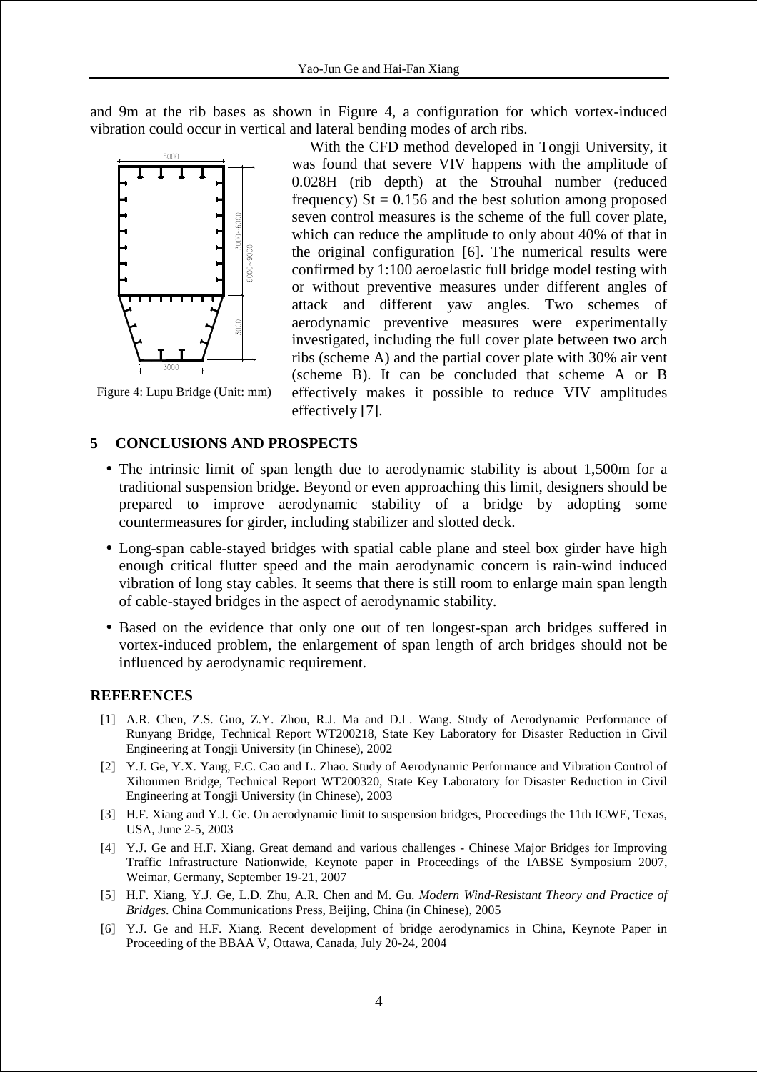and 9m at the rib bases as shown in Figure 4, a configuration for which vortex-induced vibration could occur in vertical and lateral bending modes of arch ribs.

5000

3000~6000

6000~9000

3000

3000

Figure 4: Lupu Bridge (Unit: mm)

With the CFD method developed in Tongji University, it was found that severe VIV happens with the amplitude of 0.028H (rib depth) at the Strouhal number (reduced frequency) St = 0.156 and the best solution among proposed seven control measures is the scheme of the full cover plate, which can reduce the amplitude to only about 40% of that in the original configuration [6]. The numerical results were confirmed by 1:100 aeroelastic full bridge model testing with or without preventive measures under different angles of attack and different yaw angles. Two schemes of aerodynamic preventive measures were experimentally investigated, including the full cover plate between two arch ribs (scheme A) and the partial cover plate with 30% air vent (scheme B). It can be concluded that scheme A or B effectively makes it possible to reduce VIV amplitudes effectively [7].

## 5 CONCLUSIONS AND PROSPECTS

- The intrinsic limit of span length due to aerodynamic stability is about 1,500m for a traditional suspension bridge. Beyond or even approaching this limit, designers should be prepared to improve aerodynamic stability of a bridge by adopting some countermeasures for girder, including stabilizer and slotted deck.
- Long-span cable-stayed bridges with spatial cable plane and steel box girder have high enough critical flutter speed and the main aerodynamic concern is rain-wind induced vibration of long stay cables. It seems that there is still room to enlarge main span length of cable-stayed bridges in the aspect of aerodynamic stability.
- Based on the evidence that only one out of ten longest-span arch bridges suffered in vortex-induced problem, the enlargement of span length of arch bridges should not be influenced by aerodynamic requirement.

## REFERENCES

[1] A.R. Chen, Z.S. Guo, Z.Y. Zhou, R.J. Ma and D.L. Wang. Study of Aerodynamic Performance of Runyang Bridge, Technical Report WT200218, State Key Laboratory for Disaster Reduction in Civil Engineering at Tongji University (in Chinese), 2002

[2] Y.J. Ge, Y.X. Yang, F.C. Cao and L. Zhao. Study of Aerodynamic Performance and Vibration Control of Xihoumen Bridge, Technical Report WT200320, State Key Laboratory for Disaster Reduction in Civil Engineering at Tongji University (in Chinese), 2003

[3] H.F. Xiang and Y.J. Ge. On aerodynamic limit to suspension bridges, Proceedings the 11th ICWE, Texas, USA, June 2-5, 2003

[4] Y.J. Ge and H.F. Xiang. Great demand and various challenges - Chinese Major Bridges for Improving Traffic Infrastructure Nationwide, Keynote paper in Proceedings of the IABSE Symposium 2007, Weimar, Germany, September 19-21, 2007

[5] H.F. Xiang, Y.J. Ge, L.D. Zhu, A.R. Chen and M. Gu. *Modern Wind-Resistant Theory and Practice of Bridges*. China Communications Press, Beijing, China (in Chinese), 2005

[6] Y.J. Ge and H.F. Xiang. Recent development of bridge aerodynamics in China, Keynote Paper in Proceeding of the BBAA V, Ottawa, Canada, July 20-24, 2004